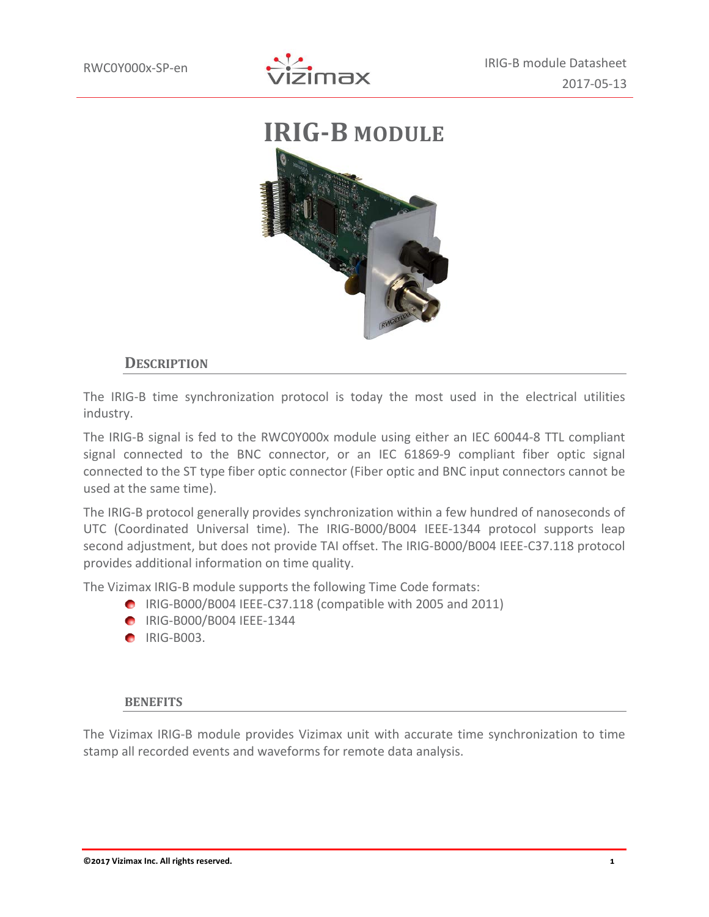# IRIG-B MODULE

## DESCRIPTION

The IRIG-B time synchronization protocol is today the most used in the electrical utilities industry.

The IRIG-B signal is fed to the RWC0Y000x module using either an IEC 60044-8 TTL compliant signal connected to the BNC connector, or an IEC 61869-9 compliant fiber optic signal connected to the ST type fiber optic connector (Fiber optic and BNC input connectors cannot be used at the same time).

The IRIG-B protocol generally provides synchronization within a few hundred of nanoseconds of UTC (Coordinated Universal time). The IRIG-B000/B004 IEEE-1344 protocol supports leap second adjustment, but does not provide TAI offset. The IRIG-B000/B004 IEEE-C37.118 protocol provides additional information on time quality.

The Vizimax IRIG-B module supports the following Time Code formats:

- IRIG-B000/B004 IEEE-C37.118 (compatible with 2005 and 2011)
- IRIG-B000/B004 IEEE-1344
- IRIG-B003.

## BENEFITS

The Vizimax IRIG-B module provides Vizimax unit with accurate time synchronization to time stamp all recorded events and waveforms for remote data analysis.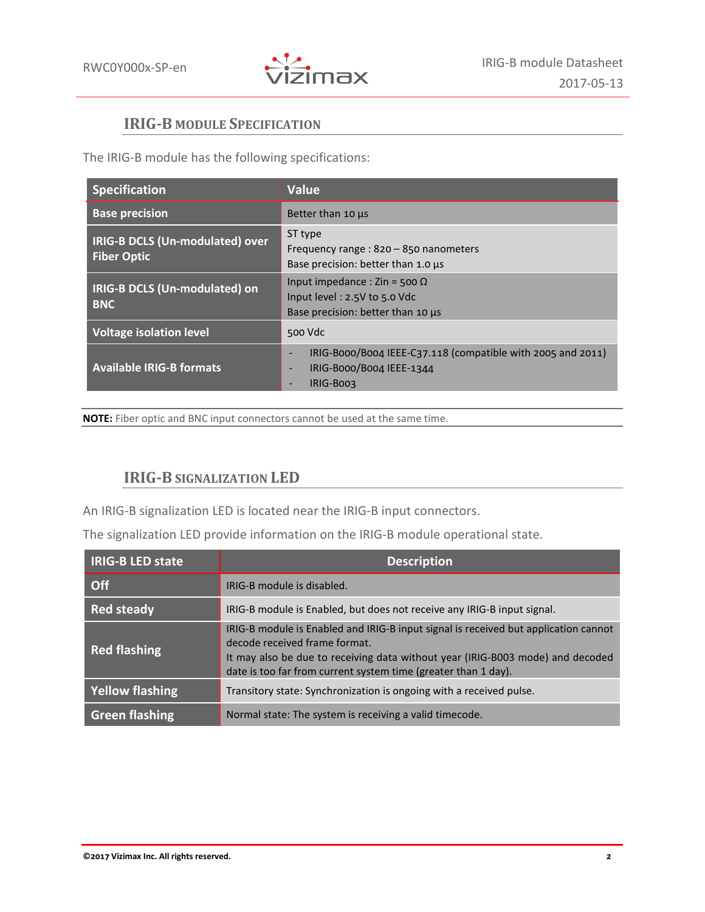## IRIG-B Module Specification

The IRIG-B module has the following specifications:

| Specification | Value |
|---|---|
| **Base precision** | Better than 10 µs |
| **IRIG-B DCLS (Un-modulated) over Fiber Optic** | ST type<br>Frequency range : 820 – 850 nanometers<br>Base precision: better than 1.0 µs |
| **IRIG-B DCLS (Un-modulated) on BNC** | Input impedance : Zin = 500 Ω<br>Input level : 2.5V to 5.0 Vdc<br>Base precision: better than 10 µs |
| **Voltage isolation level** | 500 Vdc |
| **Available IRIG-B formats** | - IRIG-B000/B004 IEEE-C37.118 (compatible with 2005 and 2011)<br>- IRIG-B000/B004 IEEE-1344<br>- IRIG-B003 |

**NOTE:** Fiber optic and BNC input connectors cannot be used at the same time.

## IRIG-B Signalization LED

An IRIG-B signalization LED is located near the IRIG-B input connectors.

The signalization LED provide information on the IRIG-B module operational state.

| IRIG-B LED state | Description |
|---|---|
| **Off** | IRIG-B module is disabled. |
| **Red steady** | IRIG-B module is Enabled, but does not receive any IRIG-B input signal. |
| **Red flashing** | IRIG-B module is Enabled and IRIG-B input signal is received but application cannot decode received frame format.<br>It may also be due to receiving data without year (IRIG-B003 mode) and decoded date is too far from current system time (greater than 1 day). |
| **Yellow flashing** | Transitory state: Synchronization is ongoing with a received pulse. |
| **Green flashing** | Normal state: The system is receiving a valid timecode. |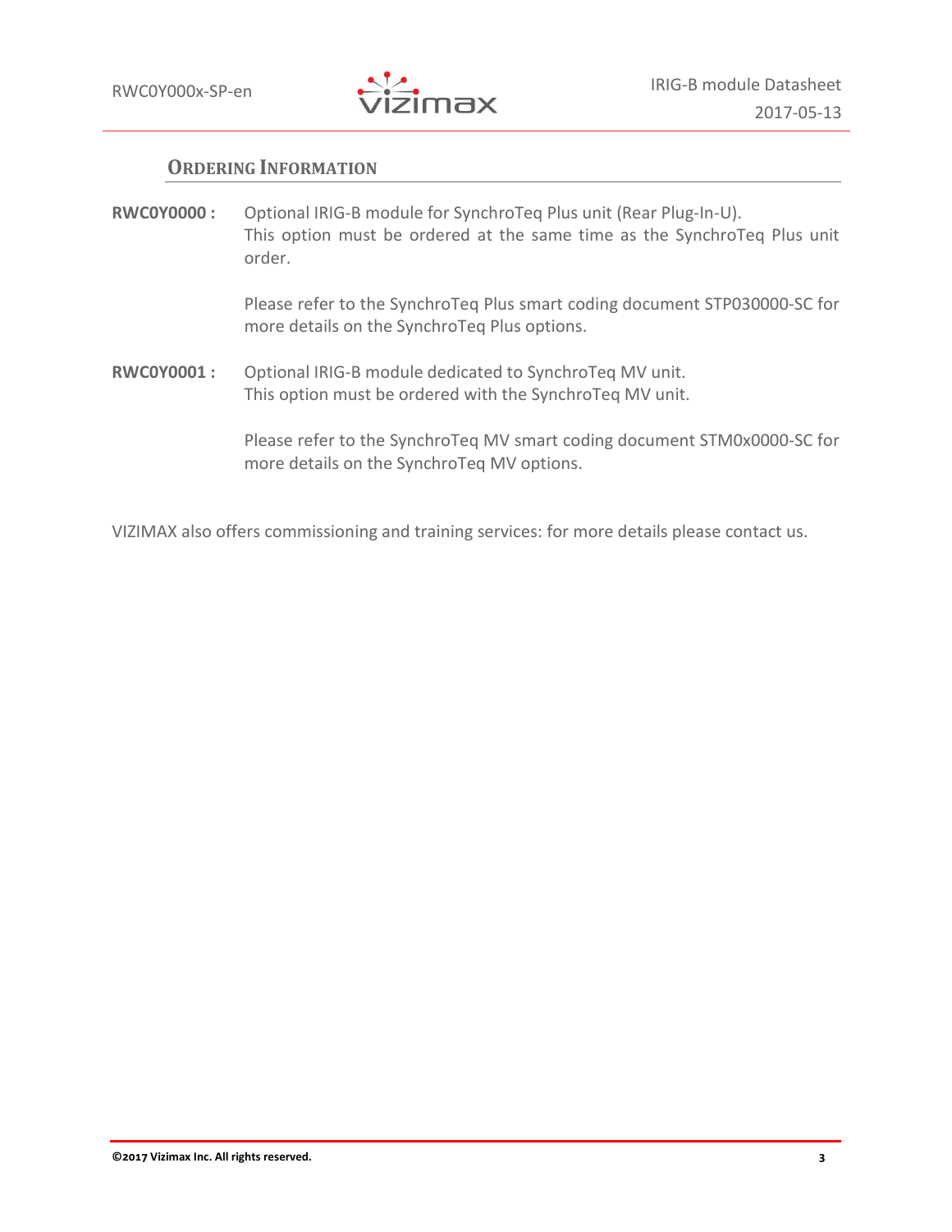## Ordering Information

**RWC0Y0000 :** Optional IRIG-B module for SynchroTeq Plus unit (Rear Plug-In-U). This option must be ordered at the same time as the SynchroTeq Plus unit order.

Please refer to the SynchroTeq Plus smart coding document STP030000-SC for more details on the SynchroTeq Plus options.

**RWC0Y0001 :** Optional IRIG-B module dedicated to SynchroTeq MV unit. This option must be ordered with the SynchroTeq MV unit.

Please refer to the SynchroTeq MV smart coding document STM0x0000-SC for more details on the SynchroTeq MV options.

VIZIMAX also offers commissioning and training services: for more details please contact us.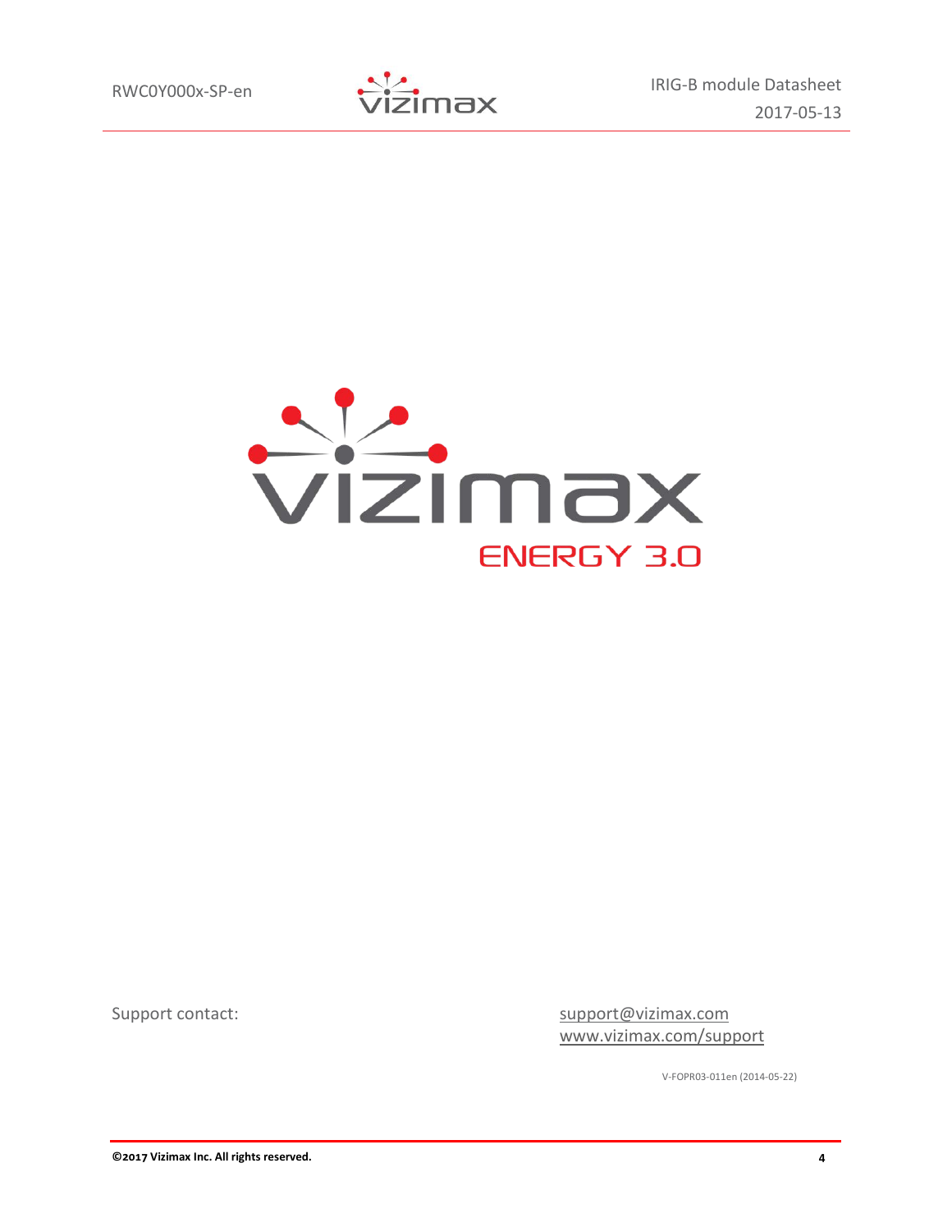vizimax

ENERGY 3.0

Support contact: support@vizimax.com
www.vizimax.com/support

V-FOPR03-011en (2014-05-22)

**©2017 Vizimax Inc. All rights reserved.**